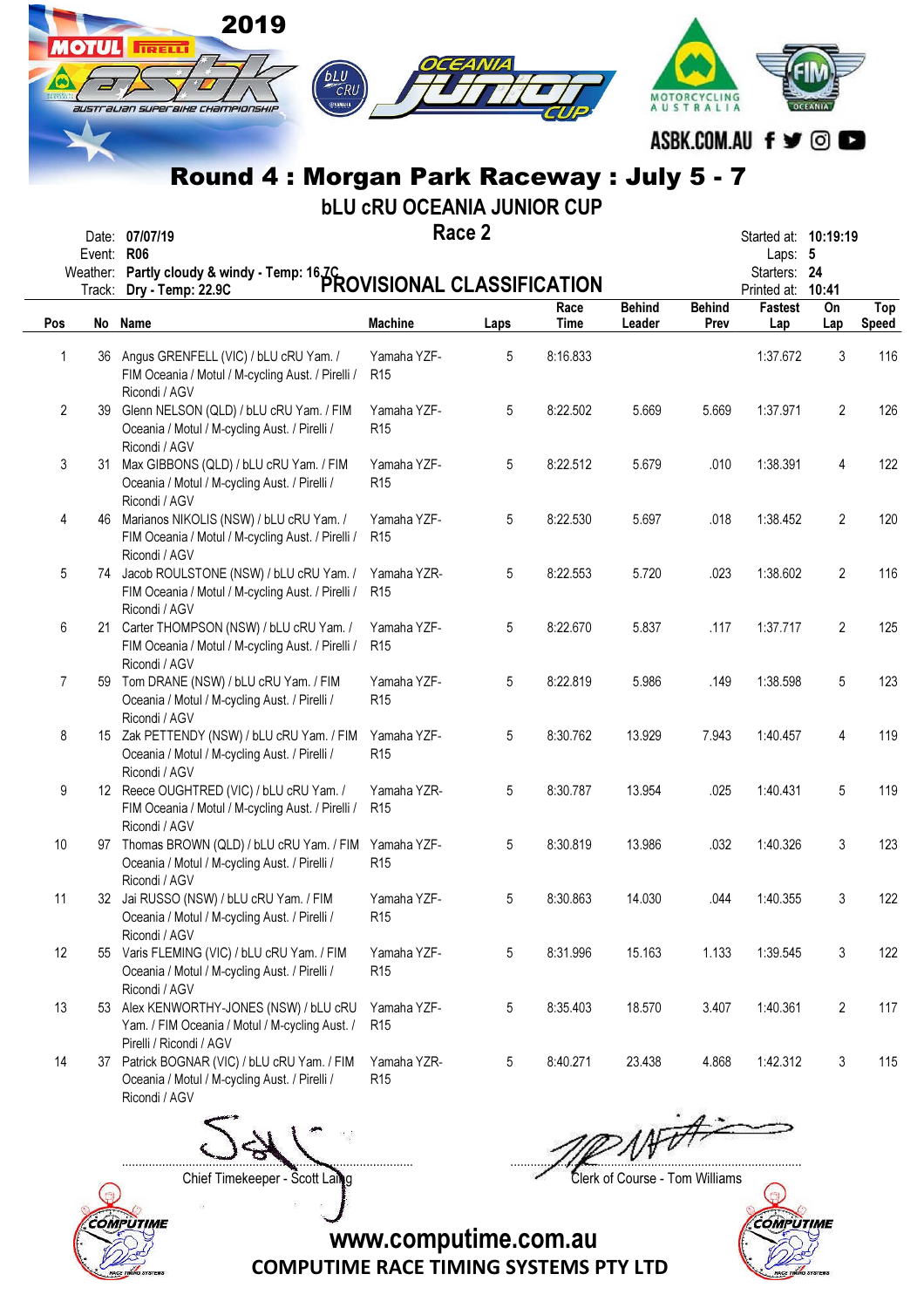# 2019 ASBK Australian Superbike Championship

## Round 4 : Morgan Park Raceway : July 5 - 7

### bLU cRU OCEANIA JUNIOR CUP

### Race 2

Date: **07/07/19**
Event: **R06**
Weather: **Partly cloudy & windy - Temp: 16.7C**
Track: **Dry - Temp: 22.9C**

Started at: **10:19:19**
Laps: **5**
Starters: **24**
Printed at: **10:41**

## PROVISIONAL CLASSIFICATION

| Pos | No | Name | Machine | Laps | Race Time | Behind Leader | Behind Prev | Fastest Lap | On Lap | Top Speed |
|---|---|---|---|---|---|---|---|---|---|---|
| 1 | 36 | Angus GRENFELL (VIC) / bLU cRU Yam. / FIM Oceania / Motul / M-cycling Aust. / Pirelli / Ricondi / AGV | Yamaha YZF-R15 | 5 | 8:16.833 | | | 1:37.672 | 3 | 116 |
| 2 | 39 | Glenn NELSON (QLD) / bLU cRU Yam. / FIM Oceania / Motul / M-cycling Aust. / Pirelli / Ricondi / AGV | Yamaha YZF-R15 | 5 | 8:22.502 | 5.669 | 5.669 | 1:37.971 | 2 | 126 |
| 3 | 31 | Max GIBBONS (QLD) / bLU cRU Yam. / FIM Oceania / Motul / M-cycling Aust. / Pirelli / Ricondi / AGV | Yamaha YZF-R15 | 5 | 8:22.512 | 5.679 | .010 | 1:38.391 | 4 | 122 |
| 4 | 46 | Marianos NIKOLIS (NSW) / bLU cRU Yam. / FIM Oceania / Motul / M-cycling Aust. / Pirelli / Ricondi / AGV | Yamaha YZF-R15 | 5 | 8:22.530 | 5.697 | .018 | 1:38.452 | 2 | 120 |
| 5 | 74 | Jacob ROULSTONE (NSW) / bLU cRU Yam. / FIM Oceania / Motul / M-cycling Aust. / Pirelli / Ricondi / AGV | Yamaha YZR-R15 | 5 | 8:22.553 | 5.720 | .023 | 1:38.602 | 2 | 116 |
| 6 | 21 | Carter THOMPSON (NSW) / bLU cRU Yam. / FIM Oceania / Motul / M-cycling Aust. / Pirelli / Ricondi / AGV | Yamaha YZF-R15 | 5 | 8:22.670 | 5.837 | .117 | 1:37.717 | 2 | 125 |
| 7 | 59 | Tom DRANE (NSW) / bLU cRU Yam. / FIM Oceania / Motul / M-cycling Aust. / Pirelli / Ricondi / AGV | Yamaha YZF-R15 | 5 | 8:22.819 | 5.986 | .149 | 1:38.598 | 5 | 123 |
| 8 | 15 | Zak PETTENDY (NSW) / bLU cRU Yam. / FIM Oceania / Motul / M-cycling Aust. / Pirelli / Ricondi / AGV | Yamaha YZF-R15 | 5 | 8:30.762 | 13.929 | 7.943 | 1:40.457 | 4 | 119 |
| 9 | 12 | Reece OUGHTRED (VIC) / bLU cRU Yam. / FIM Oceania / Motul / M-cycling Aust. / Pirelli / Ricondi / AGV | Yamaha YZR-R15 | 5 | 8:30.787 | 13.954 | .025 | 1:40.431 | 5 | 119 |
| 10 | 97 | Thomas BROWN (QLD) / bLU cRU Yam. / FIM Oceania / Motul / M-cycling Aust. / Pirelli / Ricondi / AGV | Yamaha YZF-R15 | 5 | 8:30.819 | 13.986 | .032 | 1:40.326 | 3 | 123 |
| 11 | 32 | Jai RUSSO (NSW) / bLU cRU Yam. / FIM Oceania / Motul / M-cycling Aust. / Pirelli / Ricondi / AGV | Yamaha YZF-R15 | 5 | 8:30.863 | 14.030 | .044 | 1:40.355 | 3 | 122 |
| 12 | 55 | Varis FLEMING (VIC) / bLU cRU Yam. / FIM Oceania / Motul / M-cycling Aust. / Pirelli / Ricondi / AGV | Yamaha YZF-R15 | 5 | 8:31.996 | 15.163 | 1.133 | 1:39.545 | 3 | 122 |
| 13 | 53 | Alex KENWORTHY-JONES (NSW) / bLU cRU Yam. / FIM Oceania / Motul / M-cycling Aust. / Pirelli / Ricondi / AGV | Yamaha YZF-R15 | 5 | 8:35.403 | 18.570 | 3.407 | 1:40.361 | 2 | 117 |
| 14 | 37 | Patrick BOGNAR (VIC) / bLU cRU Yam. / FIM Oceania / Motul / M-cycling Aust. / Pirelli / Ricondi / AGV | Yamaha YZR-R15 | 5 | 8:40.271 | 23.438 | 4.868 | 1:42.312 | 3 | 115 |

Chief Timekeeper - Scott Laing

Clerk of Course - Tom Williams

www.computime.com.au

COMPUTIME RACE TIMING SYSTEMS PTY LTD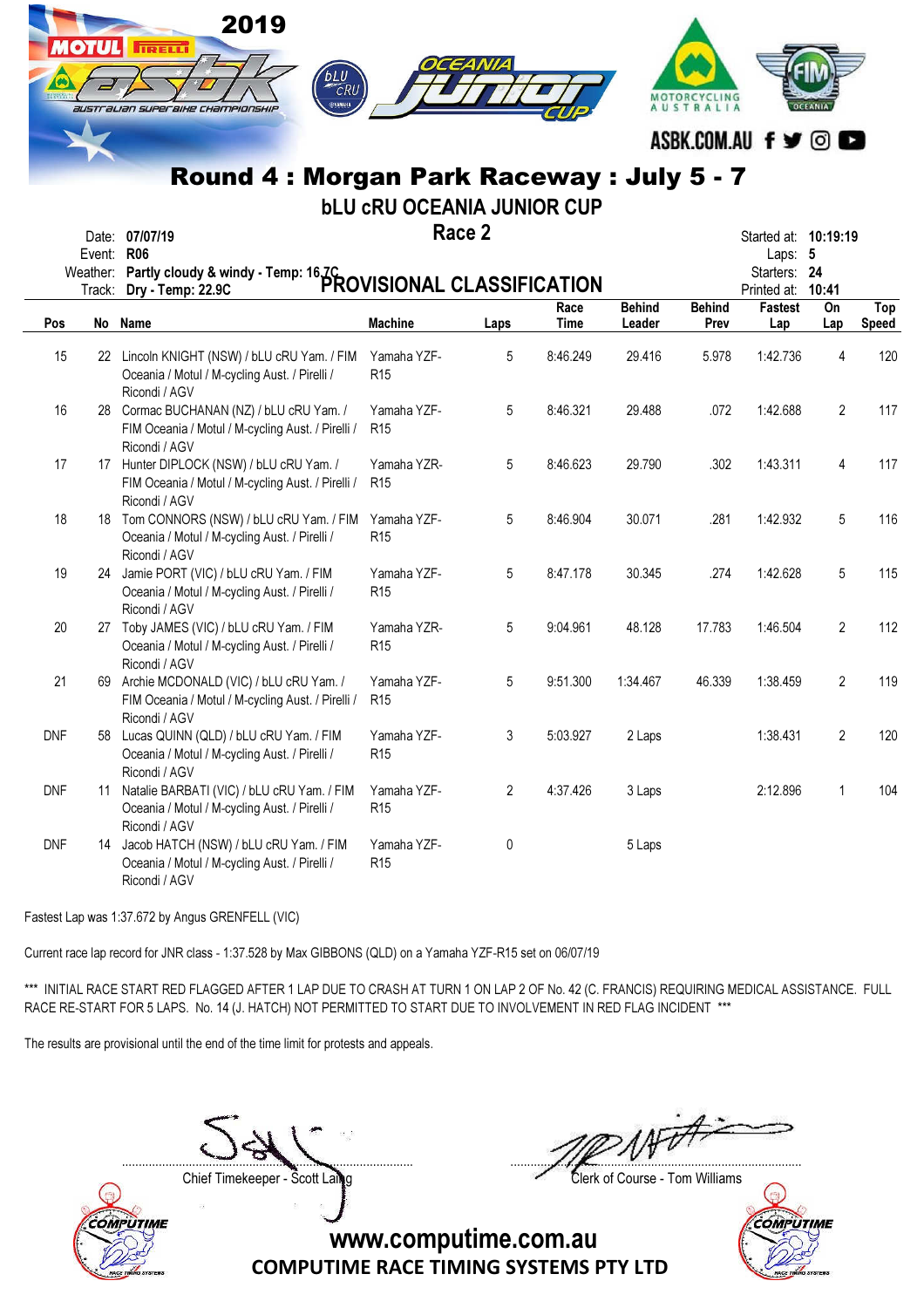## Round 4 : Morgan Park Raceway : July 5 - 7

### bLU cRU OCEANIA JUNIOR CUP

### Race 2

Date: **07/07/19**
Event: **R06**
Weather: **Partly cloudy & windy - Temp: 16.7C**
Track: **Dry - Temp: 22.9C**

Started at: **10:19:19**
Laps: **5**
Starters: **24**
Printed at: **10:41**

**PROVISIONAL CLASSIFICATION**

| Pos | No | Name | Machine | Laps | Race Time | Behind Leader | Behind Prev | Fastest Lap | On Lap | Top Speed |
|---|---|---|---|---|---|---|---|---|---|---|
| 15 | 22 | Lincoln KNIGHT (NSW) / bLU cRU Yam. / FIM Oceania / Motul / M-cycling Aust. / Pirelli / Ricondi / AGV | Yamaha YZF-R15 | 5 | 8:46.249 | 29.416 | 5.978 | 1:42.736 | 4 | 120 |
| 16 | 28 | Cormac BUCHANAN (NZ) / bLU cRU Yam. / FIM Oceania / Motul / M-cycling Aust. / Pirelli / Ricondi / AGV | Yamaha YZF-R15 | 5 | 8:46.321 | 29.488 | .072 | 1:42.688 | 2 | 117 |
| 17 | 17 | Hunter DIPLOCK (NSW) / bLU cRU Yam. / FIM Oceania / Motul / M-cycling Aust. / Pirelli / Ricondi / AGV | Yamaha YZR-R15 | 5 | 8:46.623 | 29.790 | .302 | 1:43.311 | 4 | 117 |
| 18 | 18 | Tom CONNORS (NSW) / bLU cRU Yam. / FIM Oceania / Motul / M-cycling Aust. / Pirelli / Ricondi / AGV | Yamaha YZF-R15 | 5 | 8:46.904 | 30.071 | .281 | 1:42.932 | 5 | 116 |
| 19 | 24 | Jamie PORT (VIC) / bLU cRU Yam. / FIM Oceania / Motul / M-cycling Aust. / Pirelli / Ricondi / AGV | Yamaha YZF-R15 | 5 | 8:47.178 | 30.345 | .274 | 1:42.628 | 5 | 115 |
| 20 | 27 | Toby JAMES (VIC) / bLU cRU Yam. / FIM Oceania / Motul / M-cycling Aust. / Pirelli / Ricondi / AGV | Yamaha YZR-R15 | 5 | 9:04.961 | 48.128 | 17.783 | 1:46.504 | 2 | 112 |
| 21 | 69 | Archie MCDONALD (VIC) / bLU cRU Yam. / FIM Oceania / Motul / M-cycling Aust. / Pirelli / Ricondi / AGV | Yamaha YZF-R15 | 5 | 9:51.300 | 1:34.467 | 46.339 | 1:38.459 | 2 | 119 |
| DNF | 58 | Lucas QUINN (QLD) / bLU cRU Yam. / FIM Oceania / Motul / M-cycling Aust. / Pirelli / Ricondi / AGV | Yamaha YZF-R15 | 3 | 5:03.927 | 2 Laps | | 1:38.431 | 2 | 120 |
| DNF | 11 | Natalie BARBATI (VIC) / bLU cRU Yam. / FIM Oceania / Motul / M-cycling Aust. / Pirelli / Ricondi / AGV | Yamaha YZF-R15 | 2 | 4:37.426 | 3 Laps | | 2:12.896 | 1 | 104 |
| DNF | 14 | Jacob HATCH (NSW) / bLU cRU Yam. / FIM Oceania / Motul / M-cycling Aust. / Pirelli / Ricondi / AGV | Yamaha YZF-R15 | 0 | | 5 Laps | | | | |

Fastest Lap was 1:37.672 by Angus GRENFELL (VIC)

Current race lap record for JNR class - 1:37.528 by Max GIBBONS (QLD) on a Yamaha YZF-R15 set on 06/07/19

*** INITIAL RACE START RED FLAGGED AFTER 1 LAP DUE TO CRASH AT TURN 1 ON LAP 2 OF No. 42 (C. FRANCIS) REQUIRING MEDICAL ASSISTANCE. FULL RACE RE-START FOR 5 LAPS. No. 14 (J. HATCH) NOT PERMITTED TO START DUE TO INVOLVEMENT IN RED FLAG INCIDENT ***

The results are provisional until the end of the time limit for protests and appeals.

Chief Timekeeper - Scott Laing

Clerk of Course - Tom Williams

www.computime.com.au
COMPUTIME RACE TIMING SYSTEMS PTY LTD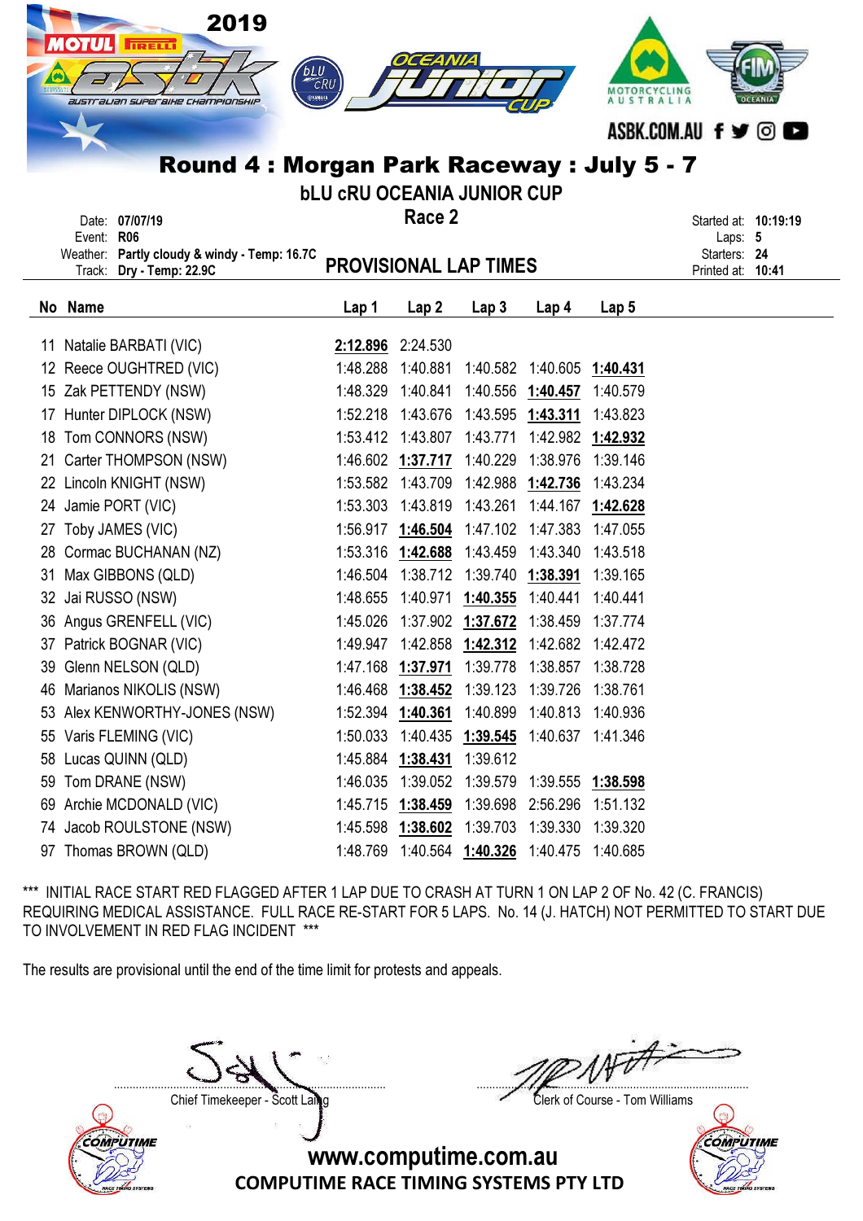2019

ASBK.COM.AU

# Round 4 : Morgan Park Raceway : July 5 - 7

## bLU cRU OCEANIA JUNIOR CUP

## Race 2

Date: **07/07/19**
Event: **R06**
Weather: **Partly cloudy & windy - Temp: 16.7C**
Track: **Dry - Temp: 22.9C**

Started at: **10:19:19**
Laps: **5**
Starters: **24**
Printed at: **10:41**

## PROVISIONAL LAP TIMES

| No | Name | Lap 1 | Lap 2 | Lap 3 | Lap 4 | Lap 5 |
|---|---|---|---|---|---|---|
| 11 | Natalie BARBATI (VIC) | **2:12.896** | 2:24.530 | | | |
| 12 | Reece OUGHTRED (VIC) | 1:48.288 | 1:40.881 | 1:40.582 | 1:40.605 | **1:40.431** |
| 15 | Zak PETTENDY (NSW) | 1:48.329 | 1:40.841 | 1:40.556 | **1:40.457** | 1:40.579 |
| 17 | Hunter DIPLOCK (NSW) | 1:52.218 | 1:43.676 | 1:43.595 | **1:43.311** | 1:43.823 |
| 18 | Tom CONNORS (NSW) | 1:53.412 | 1:43.807 | 1:43.771 | 1:42.982 | **1:42.932** |
| 21 | Carter THOMPSON (NSW) | 1:46.602 | **1:37.717** | 1:40.229 | 1:38.976 | 1:39.146 |
| 22 | Lincoln KNIGHT (NSW) | 1:53.582 | 1:43.709 | 1:42.988 | **1:42.736** | 1:43.234 |
| 24 | Jamie PORT (VIC) | 1:53.303 | 1:43.819 | 1:43.261 | 1:44.167 | **1:42.628** |
| 27 | Toby JAMES (VIC) | 1:56.917 | **1:46.504** | 1:47.102 | 1:47.383 | 1:47.055 |
| 28 | Cormac BUCHANAN (NZ) | 1:53.316 | **1:42.688** | 1:43.459 | 1:43.340 | 1:43.518 |
| 31 | Max GIBBONS (QLD) | 1:46.504 | 1:38.712 | 1:39.740 | **1:38.391** | 1:39.165 |
| 32 | Jai RUSSO (NSW) | 1:48.655 | 1:40.971 | **1:40.355** | 1:40.441 | 1:40.441 |
| 36 | Angus GRENFELL (VIC) | 1:45.026 | 1:37.902 | **1:37.672** | 1:38.459 | 1:37.774 |
| 37 | Patrick BOGNAR (VIC) | 1:49.947 | 1:42.858 | **1:42.312** | 1:42.682 | 1:42.472 |
| 39 | Glenn NELSON (QLD) | 1:47.168 | **1:37.971** | 1:39.778 | 1:38.857 | 1:38.728 |
| 46 | Marianos NIKOLIS (NSW) | 1:46.468 | **1:38.452** | 1:39.123 | 1:39.726 | 1:38.761 |
| 53 | Alex KENWORTHY-JONES (NSW) | 1:52.394 | **1:40.361** | 1:40.899 | 1:40.813 | 1:40.936 |
| 55 | Varis FLEMING (VIC) | 1:50.033 | 1:40.435 | **1:39.545** | 1:40.637 | 1:41.346 |
| 58 | Lucas QUINN (QLD) | 1:45.884 | **1:38.431** | 1:39.612 | | |
| 59 | Tom DRANE (NSW) | 1:46.035 | 1:39.052 | 1:39.579 | 1:39.555 | **1:38.598** |
| 69 | Archie MCDONALD (VIC) | 1:45.715 | **1:38.459** | 1:39.698 | 2:56.296 | 1:51.132 |
| 74 | Jacob ROULSTONE (NSW) | 1:45.598 | **1:38.602** | 1:39.703 | 1:39.330 | 1:39.320 |
| 97 | Thomas BROWN (QLD) | 1:48.769 | 1:40.564 | **1:40.326** | 1:40.475 | 1:40.685 |

*** INITIAL RACE START RED FLAGGED AFTER 1 LAP DUE TO CRASH AT TURN 1 ON LAP 2 OF No. 42 (C. FRANCIS) REQUIRING MEDICAL ASSISTANCE. FULL RACE RE-START FOR 5 LAPS. No. 14 (J. HATCH) NOT PERMITTED TO START DUE TO INVOLVEMENT IN RED FLAG INCIDENT ***

The results are provisional until the end of the time limit for protests and appeals.

Chief Timekeeper - Scott Laing

Clerk of Course - Tom Williams

www.computime.com.au
COMPUTIME RACE TIMING SYSTEMS PTY LTD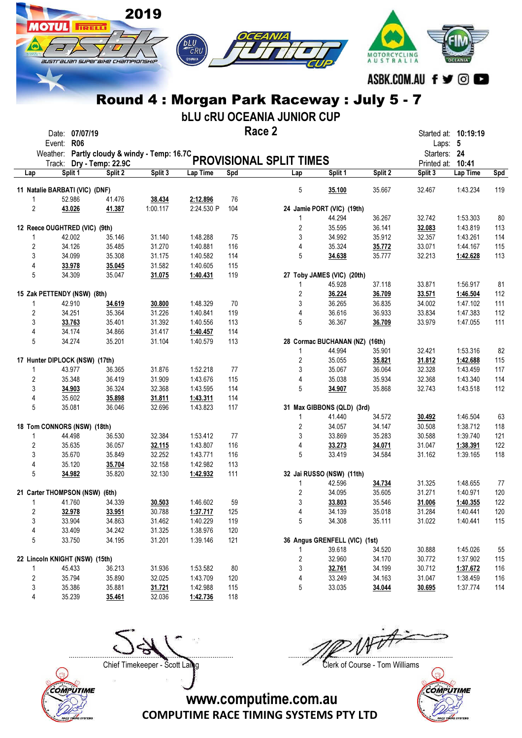2019

# Round 4 : Morgan Park Raceway : July 5 - 7

## bLU cRU OCEANIA JUNIOR CUP

## Race 2

## PROVISIONAL SPLIT TIMES

Date: **07/07/19**
Event: **R06**
Weather: **Partly cloudy & windy - Temp: 16.7C**
Track: **Dry - Temp: 22.9C**

Started at: **10:19:19**
Laps: **5**
Starters: **24**
Printed at: **10:41**

| Lap | Split 1 | Split 2 | Split 3 | Lap Time | Spd |
|---|---|---|---|---|---|
| **11 Natalie BARBATI (VIC) (DNF)** | | | | | |
| 1 | 52.986 | 41.476 | **38.434** | **2:12.896** | 76 |
| 2 | **43.026** | **41.387** | 1:00.117 | 2:24.530 P | 104 |
| **12 Reece OUGHTRED (VIC) (9th)** | | | | | |
| 1 | 42.002 | 35.146 | 31.140 | 1:48.288 | 75 |
| 2 | 34.126 | 35.485 | 31.270 | 1:40.881 | 116 |
| 3 | 34.099 | 35.308 | 31.175 | 1:40.582 | 114 |
| 4 | **33.978** | **35.045** | 31.582 | 1:40.605 | 115 |
| 5 | 34.309 | 35.047 | **31.075** | **1:40.431** | 119 |
| **15 Zak PETTENDY (NSW) (8th)** | | | | | |
| 1 | 42.910 | **34.619** | **30.800** | 1:48.329 | 70 |
| 2 | 34.251 | 35.364 | 31.226 | 1:40.841 | 119 |
| 3 | **33.763** | 35.401 | 31.392 | 1:40.556 | 113 |
| 4 | 34.174 | 34.866 | 31.417 | **1:40.457** | 114 |
| 5 | 34.274 | 35.201 | 31.104 | 1:40.579 | 113 |
| **17 Hunter DIPLOCK (NSW) (17th)** | | | | | |
| 1 | 43.977 | 36.365 | 31.876 | 1:52.218 | 77 |
| 2 | 35.348 | 36.419 | 31.909 | 1:43.676 | 115 |
| 3 | **34.903** | 36.324 | 32.368 | 1:43.595 | 114 |
| 4 | 35.602 | **35.898** | **31.811** | **1:43.311** | 114 |
| 5 | 35.081 | 36.046 | 32.696 | 1:43.823 | 117 |
| **18 Tom CONNORS (NSW) (18th)** | | | | | |
| 1 | 44.498 | 36.530 | 32.384 | 1:53.412 | 77 |
| 2 | 35.635 | 36.057 | **32.115** | 1:43.807 | 116 |
| 3 | 35.670 | 35.849 | 32.252 | 1:43.771 | 116 |
| 4 | 35.120 | **35.704** | 32.158 | 1:42.982 | 113 |
| 5 | **34.982** | 35.820 | 32.130 | **1:42.932** | 111 |
| **21 Carter THOMPSON (NSW) (6th)** | | | | | |
| 1 | 41.760 | 34.339 | **30.503** | 1:46.602 | 59 |
| 2 | **32.978** | **33.951** | 30.788 | **1:37.717** | 125 |
| 3 | 33.904 | 34.863 | 31.462 | 1:40.229 | 119 |
| 4 | 33.409 | 34.242 | 31.325 | 1:38.976 | 120 |
| 5 | 33.750 | 34.195 | 31.201 | 1:39.146 | 121 |
| **22 Lincoln KNIGHT (NSW) (15th)** | | | | | |
| 1 | 45.433 | 36.213 | 31.936 | 1:53.582 | 80 |
| 2 | 35.794 | 35.890 | 32.025 | 1:43.709 | 120 |
| 3 | 35.386 | 35.881 | **31.721** | 1:42.988 | 115 |
| 4 | 35.239 | **35.461** | 32.036 | **1:42.736** | 118 |
| 5 | **35.100** | 35.667 | 32.467 | 1:43.234 | 119 |
| **24 Jamie PORT (VIC) (19th)** | | | | | |
| 1 | 44.294 | 36.267 | 32.742 | 1:53.303 | 80 |
| 2 | 35.595 | 36.141 | **32.083** | 1:43.819 | 113 |
| 3 | 34.992 | 35.912 | 32.357 | 1:43.261 | 114 |
| 4 | 35.324 | **35.772** | 33.071 | 1:44.167 | 115 |
| 5 | **34.638** | 35.777 | 32.213 | **1:42.628** | 113 |
| **27 Toby JAMES (VIC) (20th)** | | | | | |
| 1 | 45.928 | 37.118 | 33.871 | 1:56.917 | 81 |
| 2 | **36.224** | **36.709** | **33.571** | **1:46.504** | 112 |
| 3 | 36.265 | 36.835 | 34.002 | 1:47.102 | 111 |
| 4 | 36.616 | 36.933 | 33.834 | 1:47.383 | 112 |
| 5 | 36.367 | **36.709** | 33.979 | 1:47.055 | 111 |
| **28 Cormac BUCHANAN (NZ) (16th)** | | | | | |
| 1 | 44.994 | 35.901 | 32.421 | 1:53.316 | 82 |
| 2 | 35.055 | **35.821** | **31.812** | **1:42.688** | 115 |
| 3 | 35.067 | 36.064 | 32.328 | 1:43.459 | 117 |
| 4 | 35.038 | 35.934 | 32.368 | 1:43.340 | 114 |
| 5 | **34.907** | 35.868 | 32.743 | 1:43.518 | 112 |
| **31 Max GIBBONS (QLD) (3rd)** | | | | | |
| 1 | 41.440 | 34.572 | **30.492** | 1:46.504 | 63 |
| 2 | 34.057 | 34.147 | 30.508 | 1:38.712 | 118 |
| 3 | 33.869 | 35.283 | 30.588 | 1:39.740 | 121 |
| 4 | **33.273** | **34.071** | 31.047 | **1:38.391** | 122 |
| 5 | 33.419 | 34.584 | 31.162 | 1:39.165 | 118 |
| **32 Jai RUSSO (NSW) (11th)** | | | | | |
| 1 | 42.596 | **34.734** | 31.325 | 1:48.655 | 77 |
| 2 | 34.095 | 35.605 | 31.271 | 1:40.971 | 120 |
| 3 | **33.803** | 35.546 | **31.006** | **1:40.355** | 122 |
| 4 | 34.139 | 35.018 | 31.284 | 1:40.441 | 120 |
| 5 | 34.308 | 35.111 | 31.022 | 1:40.441 | 115 |
| **36 Angus GRENFELL (VIC) (1st)** | | | | | |
| 1 | 39.618 | 34.520 | 30.888 | 1:45.026 | 55 |
| 2 | 32.960 | 34.170 | 30.772 | 1:37.902 | 115 |
| 3 | **32.761** | 34.199 | 30.712 | **1:37.672** | 116 |
| 4 | 33.249 | 34.163 | 31.047 | 1:38.459 | 116 |
| 5 | 33.035 | **34.044** | **30.695** | 1:37.774 | 114 |

Chief Timekeeper - Scott Laing

Clerk of Course - Tom Williams

www.computime.com.au
COMPUTIME RACE TIMING SYSTEMS PTY LTD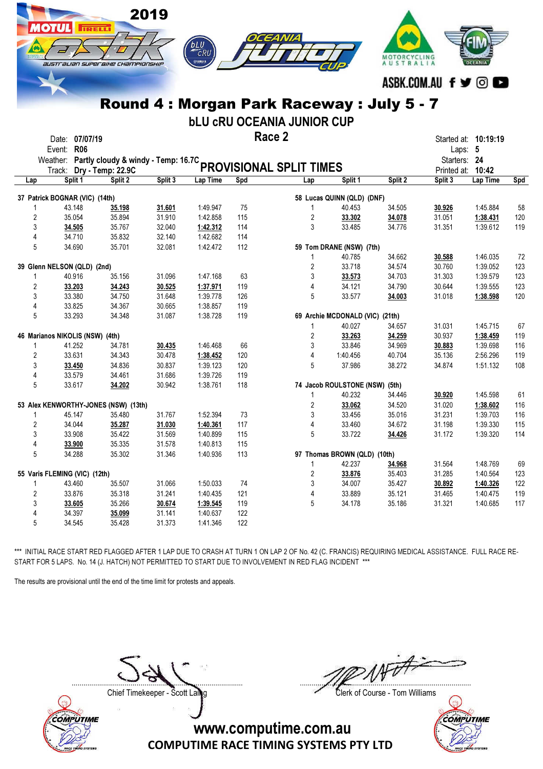# Round 4 : Morgan Park Raceway : July 5 - 7

## bLU cRU OCEANIA JUNIOR CUP

### Race 2

Date: **07/07/19**
Event: **R06**
Weather: **Partly cloudy & windy - Temp: 16.7C**
Track: **Dry - Temp: 22.9C**

Started at: **10:19:19**
Laps: **5**
Starters: **24**
Printed at: **10:42**

## PROVISIONAL SPLIT TIMES

**37 Patrick BOGNAR (VIC) (14th)**

| Lap | Split 1 | Split 2 | Split 3 | Lap Time | Spd |
|---|---|---|---|---|---|
| 1 | 43.148 | **35.198** | **31.601** | 1:49.947 | 75 |
| 2 | 35.054 | 35.894 | 31.910 | 1:42.858 | 115 |
| 3 | **34.505** | 35.767 | 32.040 | **1:42.312** | 114 |
| 4 | 34.710 | 35.832 | 32.140 | 1:42.682 | 114 |
| 5 | 34.690 | 35.701 | 32.081 | 1:42.472 | 112 |

**39 Glenn NELSON (QLD) (2nd)**

| Lap | Split 1 | Split 2 | Split 3 | Lap Time | Spd |
|---|---|---|---|---|---|
| 1 | 40.916 | 35.156 | 31.096 | 1:47.168 | 63 |
| 2 | **33.203** | **34.243** | **30.525** | **1:37.971** | 119 |
| 3 | 33.380 | 34.750 | 31.648 | 1:39.778 | 126 |
| 4 | 33.825 | 34.367 | 30.665 | 1:38.857 | 119 |
| 5 | 33.293 | 34.348 | 31.087 | 1:38.728 | 119 |

**46 Marianos NIKOLIS (NSW) (4th)**

| Lap | Split 1 | Split 2 | Split 3 | Lap Time | Spd |
|---|---|---|---|---|---|
| 1 | 41.252 | 34.781 | **30.435** | 1:46.468 | 66 |
| 2 | 33.631 | 34.343 | 30.478 | **1:38.452** | 120 |
| 3 | **33.450** | 34.836 | 30.837 | 1:39.123 | 120 |
| 4 | 33.579 | 34.461 | 31.686 | 1:39.726 | 119 |
| 5 | 33.617 | **34.202** | 30.942 | 1:38.761 | 118 |

**53 Alex KENWORTHY-JONES (NSW) (13th)**

| Lap | Split 1 | Split 2 | Split 3 | Lap Time | Spd |
|---|---|---|---|---|---|
| 1 | 45.147 | 35.480 | 31.767 | 1:52.394 | 73 |
| 2 | 34.044 | **35.287** | **31.030** | **1:40.361** | 117 |
| 3 | 33.908 | 35.422 | 31.569 | 1:40.899 | 115 |
| 4 | **33.900** | 35.335 | 31.578 | 1:40.813 | 115 |
| 5 | 34.288 | 35.302 | 31.346 | 1:40.936 | 113 |

**55 Varis FLEMING (VIC) (12th)**

| Lap | Split 1 | Split 2 | Split 3 | Lap Time | Spd |
|---|---|---|---|---|---|
| 1 | 43.460 | 35.507 | 31.066 | 1:50.033 | 74 |
| 2 | 33.876 | 35.318 | 31.241 | 1:40.435 | 121 |
| 3 | **33.605** | 35.266 | **30.674** | **1:39.545** | 119 |
| 4 | 34.397 | **35.099** | 31.141 | 1:40.637 | 122 |
| 5 | 34.545 | 35.428 | 31.373 | 1:41.346 | 122 |

**58 Lucas QUINN (QLD) (DNF)**

| Lap | Split 1 | Split 2 | Split 3 | Lap Time | Spd |
|---|---|---|---|---|---|
| 1 | 40.453 | 34.505 | **30.926** | 1:45.884 | 58 |
| 2 | **33.302** | **34.078** | 31.051 | **1:38.431** | 120 |
| 3 | 33.485 | 34.776 | 31.351 | 1:39.612 | 119 |

**59 Tom DRANE (NSW) (7th)**

| Lap | Split 1 | Split 2 | Split 3 | Lap Time | Spd |
|---|---|---|---|---|---|
| 1 | 40.785 | 34.662 | **30.588** | 1:46.035 | 72 |
| 2 | 33.718 | 34.574 | 30.760 | 1:39.052 | 123 |
| 3 | **33.573** | 34.703 | 31.303 | 1:39.579 | 123 |
| 4 | 34.121 | 34.790 | 30.644 | 1:39.555 | 123 |
| 5 | 33.577 | **34.003** | 31.018 | **1:38.598** | 120 |

**69 Archie MCDONALD (VIC) (21th)**

| Lap | Split 1 | Split 2 | Split 3 | Lap Time | Spd |
|---|---|---|---|---|---|
| 1 | 40.027 | 34.657 | 31.031 | 1:45.715 | 67 |
| 2 | **33.263** | **34.259** | 30.937 | **1:38.459** | 119 |
| 3 | 33.846 | 34.969 | **30.883** | 1:39.698 | 116 |
| 4 | 1:40.456 | 40.704 | 35.136 | 2:56.296 | 119 |
| 5 | 37.986 | 38.272 | 34.874 | 1:51.132 | 108 |

**74 Jacob ROULSTONE (NSW) (5th)**

| Lap | Split 1 | Split 2 | Split 3 | Lap Time | Spd |
|---|---|---|---|---|---|
| 1 | 40.232 | 34.446 | **30.920** | 1:45.598 | 61 |
| 2 | **33.062** | 34.520 | 31.020 | **1:38.602** | 116 |
| 3 | 33.456 | 35.016 | 31.231 | 1:39.703 | 116 |
| 4 | 33.460 | 34.672 | 31.198 | 1:39.330 | 115 |
| 5 | 33.722 | **34.426** | 31.172 | 1:39.320 | 114 |

**97 Thomas BROWN (QLD) (10th)**

| Lap | Split 1 | Split 2 | Split 3 | Lap Time | Spd |
|---|---|---|---|---|---|
| 1 | 42.237 | **34.968** | 31.564 | 1:48.769 | 69 |
| 2 | **33.876** | 35.403 | 31.285 | 1:40.564 | 123 |
| 3 | 34.007 | 35.427 | **30.892** | **1:40.326** | 122 |
| 4 | 33.889 | 35.121 | 31.465 | 1:40.475 | 119 |
| 5 | 34.178 | 35.186 | 31.321 | 1:40.685 | 117 |

*** INITIAL RACE START RED FLAGGED AFTER 1 LAP DUE TO CRASH AT TURN 1 ON LAP 2 OF No. 42 (C. FRANCIS) REQUIRING MEDICAL ASSISTANCE. FULL RACE RE-START FOR 5 LAPS. No. 14 (J. HATCH) NOT PERMITTED TO START DUE TO INVOLVEMENT IN RED FLAG INCIDENT ***

The results are provisional until the end of the time limit for protests and appeals.

Chief Timekeeper - Scott Laing

Clerk of Course - Tom Williams

www.computime.com.au
COMPUTIME RACE TIMING SYSTEMS PTY LTD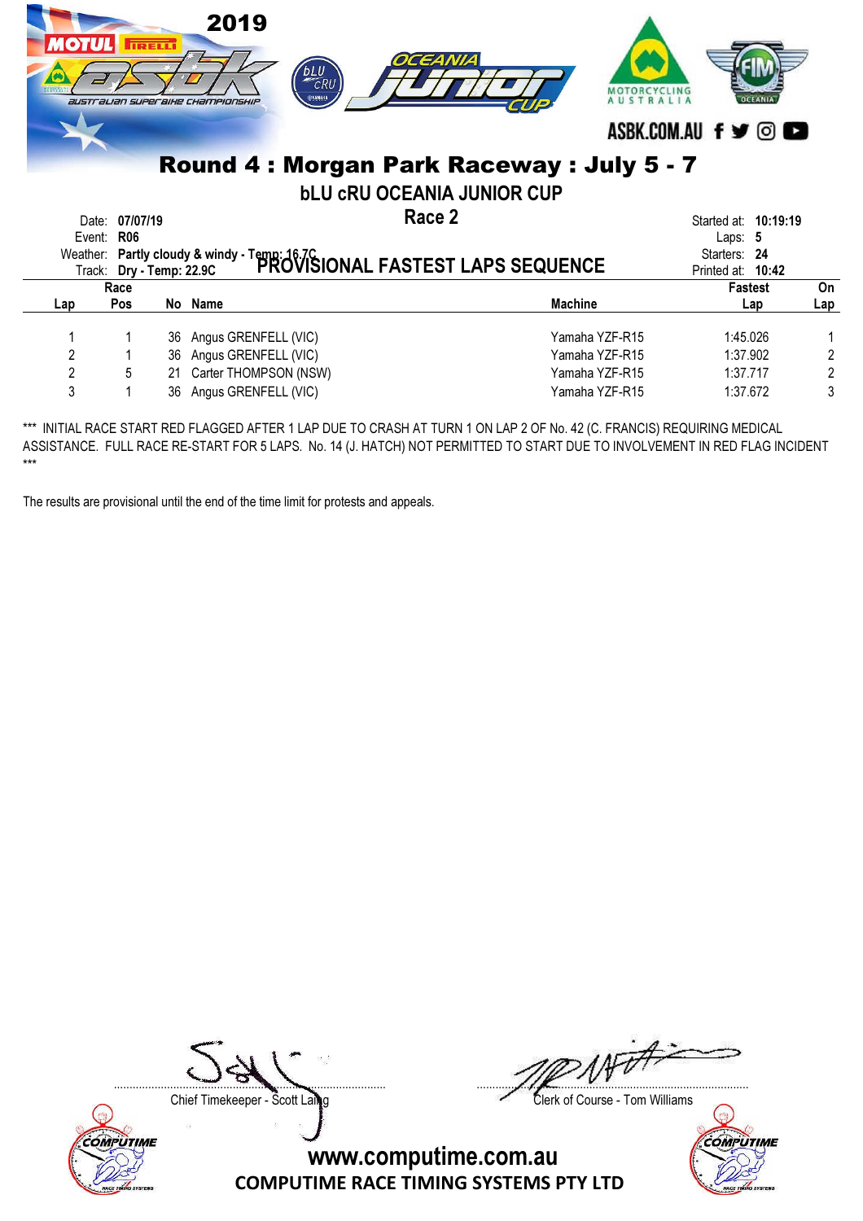2019

# Round 4 : Morgan Park Raceway : July 5 - 7

## bLU cRU OCEANIA JUNIOR CUP

### Race 2

### PROVISIONAL FASTEST LAPS SEQUENCE

Date: **07/07/19**
Event: **R06**
Weather: **Partly cloudy & windy - Temp: 16.7C**
Track: **Dry - Temp: 22.9C**

Started at: **10:19:19**
Laps: **5**
Starters: **24**
Printed at: **10:42**

| Lap | Race Pos | No | Name | Machine | Fastest Lap | On Lap |
|---|---|---|---|---|---|---|
| 1 | 1 | 36 | Angus GRENFELL (VIC) | Yamaha YZF-R15 | 1:45.026 | 1 |
| 2 | 1 | 36 | Angus GRENFELL (VIC) | Yamaha YZF-R15 | 1:37.902 | 2 |
| 2 | 5 | 21 | Carter THOMPSON (NSW) | Yamaha YZF-R15 | 1:37.717 | 2 |
| 3 | 1 | 36 | Angus GRENFELL (VIC) | Yamaha YZF-R15 | 1:37.672 | 3 |

*** INITIAL RACE START RED FLAGGED AFTER 1 LAP DUE TO CRASH AT TURN 1 ON LAP 2 OF No. 42 (C. FRANCIS) REQUIRING MEDICAL ASSISTANCE. FULL RACE RE-START FOR 5 LAPS. No. 14 (J. HATCH) NOT PERMITTED TO START DUE TO INVOLVEMENT IN RED FLAG INCIDENT ***

The results are provisional until the end of the time limit for protests and appeals.

Chief Timekeeper - Scott Laing

Clerk of Course - Tom Williams

www.computime.com.au
COMPUTIME RACE TIMING SYSTEMS PTY LTD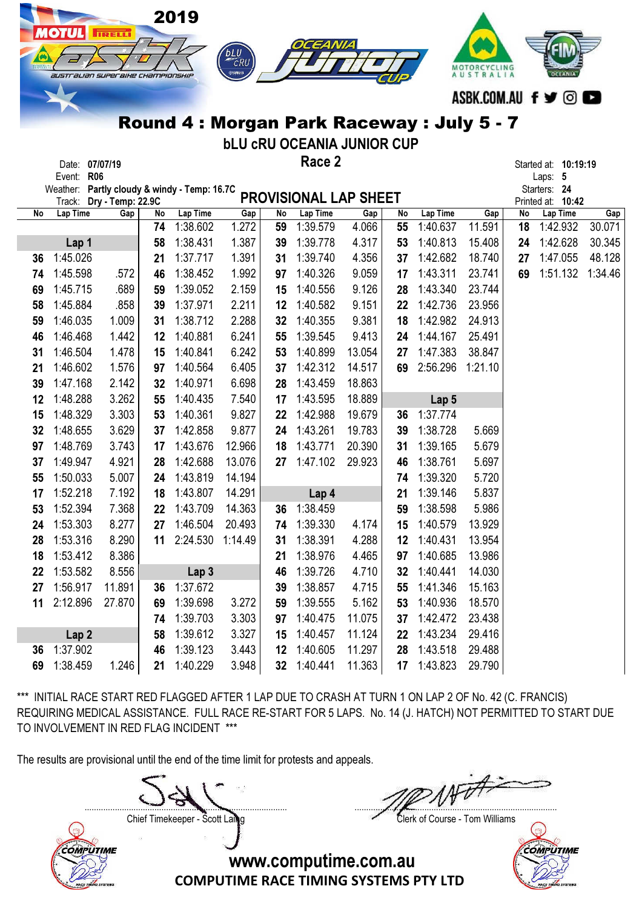# 2019 ASBK – Australian Superbike Championship

## Round 4 : Morgan Park Raceway : July 5 - 7

### bLU cRU OCEANIA JUNIOR CUP

### Race 2

Date: 07/07/19
Event: R06
Weather: Partly cloudy & windy - Temp: 16.7C
Track: Dry - Temp: 22.9C

Started at: 10:19:19
Laps: 5
Starters: 24
Printed at: 10:42

### PROVISIONAL LAP SHEET

| No | Lap Time | Gap | No | Lap Time | Gap | No | Lap Time | Gap | No | Lap Time | Gap | No | Lap Time | Gap |
|---|---|---|---|---|---|---|---|---|---|---|---|---|---|---|
| | | | 74 | 1:38.602 | 1.272 | 59 | 1:39.579 | 4.066 | 55 | 1:40.637 | 11.591 | 18 | 1:42.932 | 30.071 |
| **Lap 1** | | | 58 | 1:38.431 | 1.387 | 39 | 1:39.778 | 4.317 | 53 | 1:40.813 | 15.408 | 24 | 1:42.628 | 30.345 |
| 36 | 1:45.026 | | 21 | 1:37.717 | 1.391 | 31 | 1:39.740 | 4.356 | 37 | 1:42.682 | 18.740 | 27 | 1:47.055 | 48.128 |
| 74 | 1:45.598 | .572 | 46 | 1:38.452 | 1.992 | 97 | 1:40.326 | 9.059 | 17 | 1:43.311 | 23.741 | 69 | 1:51.132 | 1:34.46 |
| 69 | 1:45.715 | .689 | 59 | 1:39.052 | 2.159 | 15 | 1:40.556 | 9.126 | 28 | 1:43.340 | 23.744 | | | |
| 58 | 1:45.884 | .858 | 39 | 1:37.971 | 2.211 | 12 | 1:40.582 | 9.151 | 22 | 1:42.736 | 23.956 | | | |
| 59 | 1:46.035 | 1.009 | 31 | 1:38.712 | 2.288 | 32 | 1:40.355 | 9.381 | 18 | 1:42.982 | 24.913 | | | |
| 46 | 1:46.468 | 1.442 | 12 | 1:40.881 | 6.241 | 55 | 1:39.545 | 9.413 | 24 | 1:44.167 | 25.491 | | | |
| 31 | 1:46.504 | 1.478 | 15 | 1:40.841 | 6.242 | 53 | 1:40.899 | 13.054 | 27 | 1:47.383 | 38.847 | | | |
| 21 | 1:46.602 | 1.576 | 97 | 1:40.564 | 6.405 | 37 | 1:42.312 | 14.517 | 69 | 2:56.296 | 1:21.10 | | | |
| 39 | 1:47.168 | 2.142 | 32 | 1:40.971 | 6.698 | 28 | 1:43.459 | 18.863 | | | | | | |
| 12 | 1:48.288 | 3.262 | 55 | 1:40.435 | 7.540 | 17 | 1:43.595 | 18.889 | **Lap 5** | | | | | |
| 15 | 1:48.329 | 3.303 | 53 | 1:40.361 | 9.827 | 22 | 1:42.988 | 19.679 | 36 | 1:37.774 | | | | |
| 32 | 1:48.655 | 3.629 | 37 | 1:42.858 | 9.877 | 24 | 1:43.261 | 19.783 | 39 | 1:38.728 | 5.669 | | | |
| 97 | 1:48.769 | 3.743 | 17 | 1:43.676 | 12.966 | 18 | 1:43.771 | 20.390 | 31 | 1:39.165 | 5.679 | | | |
| 37 | 1:49.947 | 4.921 | 28 | 1:42.688 | 13.076 | 27 | 1:47.102 | 29.923 | 46 | 1:38.761 | 5.697 | | | |
| 55 | 1:50.033 | 5.007 | 24 | 1:43.819 | 14.194 | | | | 74 | 1:39.320 | 5.720 | | | |
| 17 | 1:52.218 | 7.192 | 18 | 1:43.807 | 14.291 | **Lap 4** | | | 21 | 1:39.146 | 5.837 | | | |
| 53 | 1:52.394 | 7.368 | 22 | 1:43.709 | 14.363 | 36 | 1:38.459 | | 59 | 1:38.598 | 5.986 | | | |
| 24 | 1:53.303 | 8.277 | 27 | 1:46.504 | 20.493 | 74 | 1:39.330 | 4.174 | 15 | 1:40.579 | 13.929 | | | |
| 28 | 1:53.316 | 8.290 | 11 | 2:24.530 | 1:14.49 | 31 | 1:38.391 | 4.288 | 12 | 1:40.431 | 13.954 | | | |
| 18 | 1:53.412 | 8.386 | | | | 21 | 1:38.976 | 4.465 | 97 | 1:40.685 | 13.986 | | | |
| 22 | 1:53.582 | 8.556 | **Lap 3** | | | 46 | 1:39.726 | 4.710 | 32 | 1:40.441 | 14.030 | | | |
| 27 | 1:56.917 | 11.891 | 36 | 1:37.672 | | 39 | 1:38.857 | 4.715 | 55 | 1:41.346 | 15.163 | | | |
| 11 | 2:12.896 | 27.870 | 69 | 1:39.698 | 3.272 | 59 | 1:39.555 | 5.162 | 53 | 1:40.936 | 18.570 | | | |
| | | | 74 | 1:39.703 | 3.303 | 97 | 1:40.475 | 11.075 | 37 | 1:42.472 | 23.438 | | | |
| **Lap 2** | | | 58 | 1:39.612 | 3.327 | 15 | 1:40.457 | 11.124 | 22 | 1:43.234 | 29.416 | | | |
| 36 | 1:37.902 | | 46 | 1:39.123 | 3.443 | 12 | 1:40.605 | 11.297 | 28 | 1:43.518 | 29.488 | | | |
| 69 | 1:38.459 | 1.246 | 21 | 1:40.229 | 3.948 | 32 | 1:40.441 | 11.363 | 17 | 1:43.823 | 29.790 | | | |

*** INITIAL RACE START RED FLAGGED AFTER 1 LAP DUE TO CRASH AT TURN 1 ON LAP 2 OF No. 42 (C. FRANCIS) REQUIRING MEDICAL ASSISTANCE. FULL RACE RE-START FOR 5 LAPS. No. 14 (J. HATCH) NOT PERMITTED TO START DUE TO INVOLVEMENT IN RED FLAG INCIDENT ***

The results are provisional until the end of the time limit for protests and appeals.

Chief Timekeeper - Scott Laing

Clerk of Course - Tom Williams

www.computime.com.au
COMPUTIME RACE TIMING SYSTEMS PTY LTD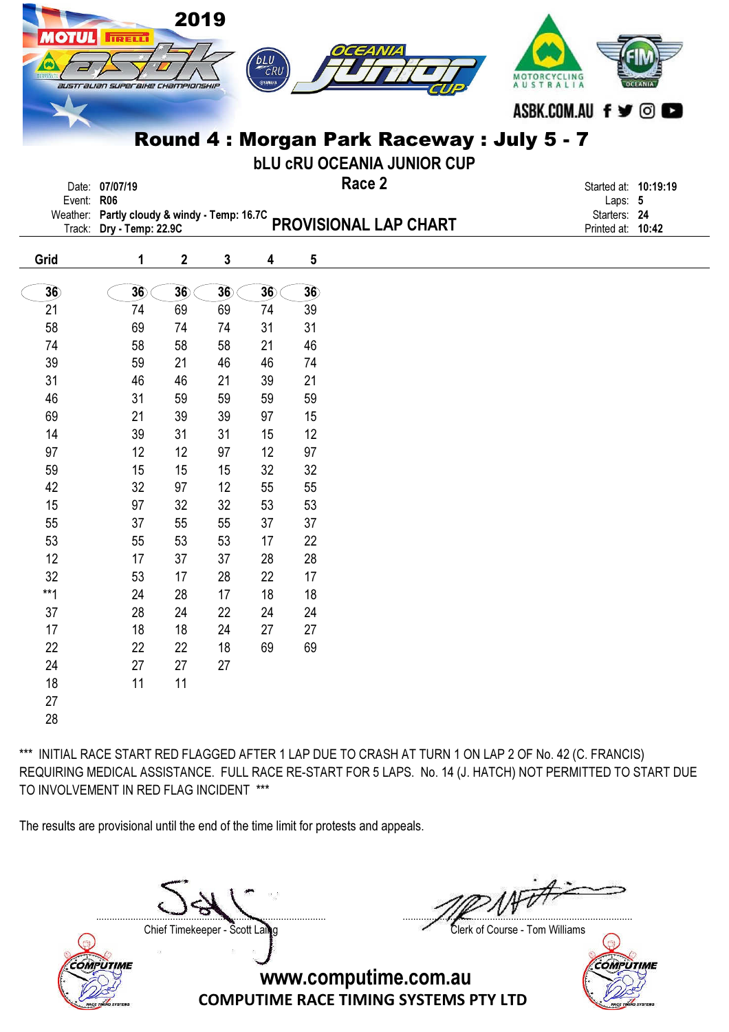2019

# Round 4 : Morgan Park Raceway : July 5 - 7

## bLU cRU OCEANIA JUNIOR CUP

### Race 2

Date: 07/07/19
Event: R06
Weather: Partly cloudy & windy - Temp: 16.7C
Track: Dry - Temp: 22.9C

## PROVISIONAL LAP CHART

Started at: 10:19:19
Laps: 5
Starters: 24
Printed at: 10:42

| Grid | 1 | 2 | 3 | 4 | 5 |
|---|---|---|---|---|---|
| 36 | 36 | 36 | 36 | 36 | 36 |
| 21 | 74 | 69 | 69 | 74 | 39 |
| 58 | 69 | 74 | 74 | 31 | 31 |
| 74 | 58 | 58 | 58 | 21 | 46 |
| 39 | 59 | 21 | 46 | 46 | 74 |
| 31 | 46 | 46 | 21 | 39 | 21 |
| 46 | 31 | 59 | 59 | 59 | 59 |
| 69 | 21 | 39 | 39 | 97 | 15 |
| 14 | 39 | 31 | 31 | 15 | 12 |
| 97 | 12 | 12 | 97 | 12 | 97 |
| 59 | 15 | 15 | 15 | 32 | 32 |
| 42 | 32 | 97 | 12 | 55 | 55 |
| 15 | 97 | 32 | 32 | 53 | 53 |
| 55 | 37 | 55 | 55 | 37 | 37 |
| 53 | 55 | 53 | 53 | 17 | 22 |
| 12 | 17 | 37 | 37 | 28 | 28 |
| 32 | 53 | 17 | 28 | 22 | 17 |
| **1 | 24 | 28 | 17 | 18 | 18 |
| 37 | 28 | 24 | 22 | 24 | 24 |
| 17 | 18 | 18 | 24 | 27 | 27 |
| 22 | 22 | 22 | 18 | 69 | 69 |
| 24 | 27 | 27 | 27 | | |
| 18 | 11 | 11 | | | |
| 27 | | | | | |
| 28 | | | | | |

*** INITIAL RACE START RED FLAGGED AFTER 1 LAP DUE TO CRASH AT TURN 1 ON LAP 2 OF No. 42 (C. FRANCIS) REQUIRING MEDICAL ASSISTANCE. FULL RACE RE-START FOR 5 LAPS. No. 14 (J. HATCH) NOT PERMITTED TO START DUE TO INVOLVEMENT IN RED FLAG INCIDENT ***

The results are provisional until the end of the time limit for protests and appeals.

Chief Timekeeper - Scott Laing

Clerk of Course - Tom Williams

www.computime.com.au
COMPUTIME RACE TIMING SYSTEMS PTY LTD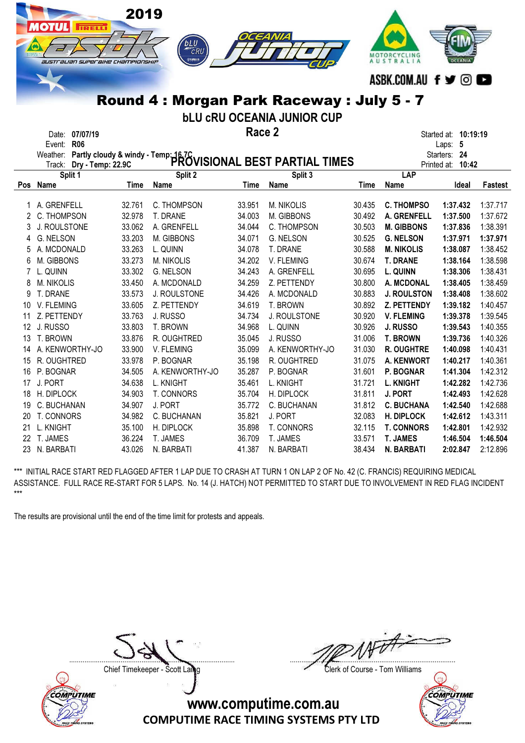# Round 4 : Morgan Park Raceway : July 5 - 7

## bLU cRU OCEANIA JUNIOR CUP

### Race 2

Date: **07/07/19**
Event: **R06**
Weather: **Partly cloudy & windy - Temp: 16.7C**
Track: **Dry - Temp: 22.9C**

Started at: **10:19:19**
Laps: **5**
Starters: **24**
Printed at: **10:42**

### PROVISIONAL BEST PARTIAL TIMES

| | Split 1 | | Split 2 | | Split 3 | | LAP | | |
|---|---|---|---|---|---|---|---|---|---|
| Pos | Name | Time | Name | Time | Name | Time | Name | Ideal | Fastest |
| 1 | A. GRENFELL | 32.761 | C. THOMPSON | 33.951 | M. NIKOLIS | 30.435 | **C. THOMPSO** | **1:37.432** | 1:37.717 |
| 2 | C. THOMPSON | 32.978 | T. DRANE | 34.003 | M. GIBBONS | 30.492 | **A. GRENFELL** | **1:37.500** | 1:37.672 |
| 3 | J. ROULSTONE | 33.062 | A. GRENFELL | 34.044 | C. THOMPSON | 30.503 | **M. GIBBONS** | **1:37.836** | 1:38.391 |
| 4 | G. NELSON | 33.203 | M. GIBBONS | 34.071 | G. NELSON | 30.525 | **G. NELSON** | **1:37.971** | **1:37.971** |
| 5 | A. MCDONALD | 33.263 | L. QUINN | 34.078 | T. DRANE | 30.588 | **M. NIKOLIS** | **1:38.087** | 1:38.452 |
| 6 | M. GIBBONS | 33.273 | M. NIKOLIS | 34.202 | V. FLEMING | 30.674 | **T. DRANE** | **1:38.164** | 1:38.598 |
| 7 | L. QUINN | 33.302 | G. NELSON | 34.243 | A. GRENFELL | 30.695 | **L. QUINN** | **1:38.306** | 1:38.431 |
| 8 | M. NIKOLIS | 33.450 | A. MCDONALD | 34.259 | Z. PETTENDY | 30.800 | **A. MCDONAL** | **1:38.405** | 1:38.459 |
| 9 | T. DRANE | 33.573 | J. ROULSTONE | 34.426 | A. MCDONALD | 30.883 | **J. ROULSTON** | **1:38.408** | 1:38.602 |
| 10 | V. FLEMING | 33.605 | Z. PETTENDY | 34.619 | T. BROWN | 30.892 | **Z. PETTENDY** | **1:39.182** | 1:40.457 |
| 11 | Z. PETTENDY | 33.763 | J. RUSSO | 34.734 | J. ROULSTONE | 30.920 | **V. FLEMING** | **1:39.378** | 1:39.545 |
| 12 | J. RUSSO | 33.803 | T. BROWN | 34.968 | L. QUINN | 30.926 | **J. RUSSO** | **1:39.543** | 1:40.355 |
| 13 | T. BROWN | 33.876 | R. OUGHTRED | 35.045 | J. RUSSO | 31.006 | **T. BROWN** | **1:39.736** | 1:40.326 |
| 14 | A. KENWORTHY-JO | 33.900 | V. FLEMING | 35.099 | A. KENWORTHY-JO | 31.030 | **R. OUGHTRE** | **1:40.098** | 1:40.431 |
| 15 | R. OUGHTRED | 33.978 | P. BOGNAR | 35.198 | R. OUGHTRED | 31.075 | **A. KENWORT** | **1:40.217** | 1:40.361 |
| 16 | P. BOGNAR | 34.505 | A. KENWORTHY-JO | 35.287 | P. BOGNAR | 31.601 | **P. BOGNAR** | **1:41.304** | 1:42.312 |
| 17 | J. PORT | 34.638 | L. KNIGHT | 35.461 | L. KNIGHT | 31.721 | **L. KNIGHT** | **1:42.282** | 1:42.736 |
| 18 | H. DIPLOCK | 34.903 | T. CONNORS | 35.704 | H. DIPLOCK | 31.811 | **J. PORT** | **1:42.493** | 1:42.628 |
| 19 | C. BUCHANAN | 34.907 | J. PORT | 35.772 | C. BUCHANAN | 31.812 | **C. BUCHANA** | **1:42.540** | 1:42.688 |
| 20 | T. CONNORS | 34.982 | C. BUCHANAN | 35.821 | J. PORT | 32.083 | **H. DIPLOCK** | **1:42.612** | 1:43.311 |
| 21 | L. KNIGHT | 35.100 | H. DIPLOCK | 35.898 | T. CONNORS | 32.115 | **T. CONNORS** | **1:42.801** | 1:42.932 |
| 22 | T. JAMES | 36.224 | T. JAMES | 36.709 | T. JAMES | 33.571 | **T. JAMES** | **1:46.504** | **1:46.504** |
| 23 | N. BARBATI | 43.026 | N. BARBATI | 41.387 | N. BARBATI | 38.434 | **N. BARBATI** | **2:02.847** | 2:12.896 |

*** INITIAL RACE START RED FLAGGED AFTER 1 LAP DUE TO CRASH AT TURN 1 ON LAP 2 OF No. 42 (C. FRANCIS) REQUIRING MEDICAL ASSISTANCE. FULL RACE RE-START FOR 5 LAPS. No. 14 (J. HATCH) NOT PERMITTED TO START DUE TO INVOLVEMENT IN RED FLAG INCIDENT ***

The results are provisional until the end of the time limit for protests and appeals.

Chief Timekeeper - Scott Laing

Clerk of Course - Tom Williams

www.computime.com.au
COMPUTIME RACE TIMING SYSTEMS PTY LTD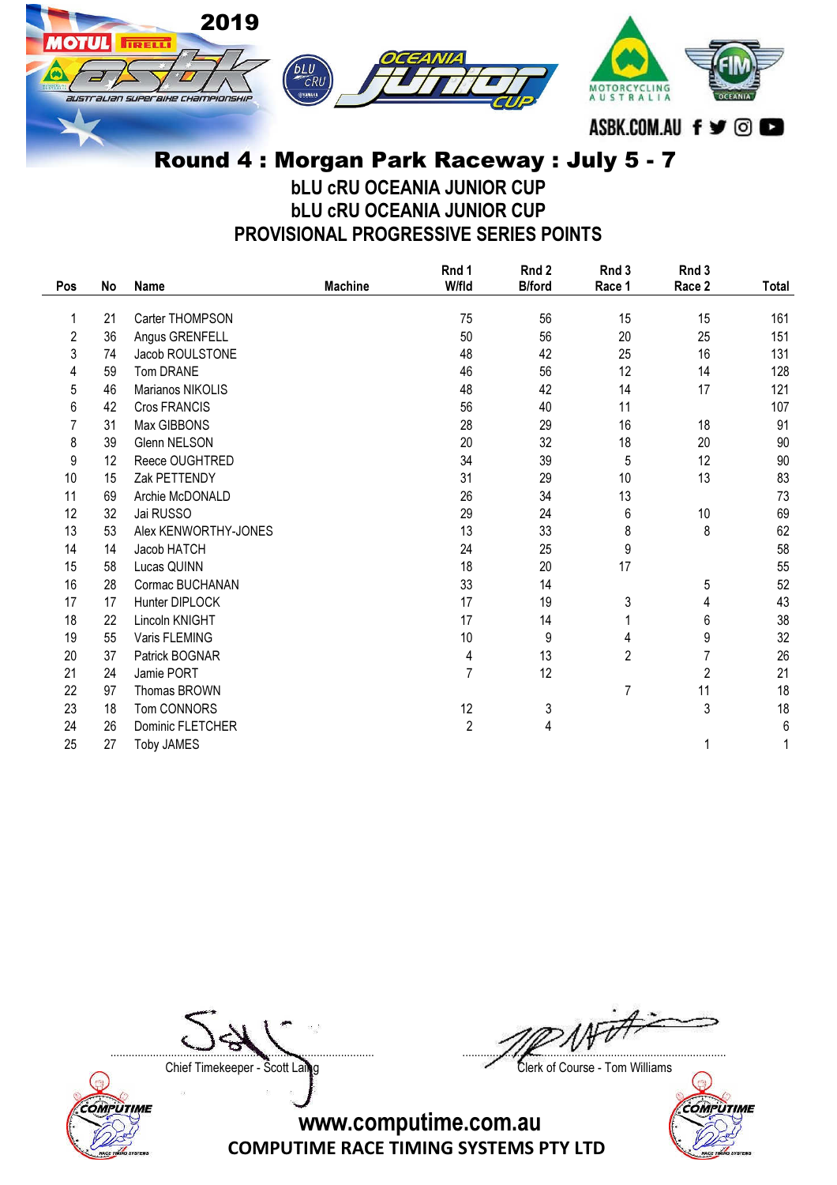# Round 4 : Morgan Park Raceway : July 5 - 7

## bLU cRU OCEANIA JUNIOR CUP

## bLU cRU OCEANIA JUNIOR CUP

## PROVISIONAL PROGRESSIVE SERIES POINTS

| Pos | No | Name | Machine | Rnd 1 W/fld | Rnd 2 B/ford | Rnd 3 Race 1 | Rnd 3 Race 2 | Total |
|---|---|---|---|---|---|---|---|---|
| 1 | 21 | Carter THOMPSON | | 75 | 56 | 15 | 15 | 161 |
| 2 | 36 | Angus GRENFELL | | 50 | 56 | 20 | 25 | 151 |
| 3 | 74 | Jacob ROULSTONE | | 48 | 42 | 25 | 16 | 131 |
| 4 | 59 | Tom DRANE | | 46 | 56 | 12 | 14 | 128 |
| 5 | 46 | Marianos NIKOLIS | | 48 | 42 | 14 | 17 | 121 |
| 6 | 42 | Cros FRANCIS | | 56 | 40 | 11 | | 107 |
| 7 | 31 | Max GIBBONS | | 28 | 29 | 16 | 18 | 91 |
| 8 | 39 | Glenn NELSON | | 20 | 32 | 18 | 20 | 90 |
| 9 | 12 | Reece OUGHTRED | | 34 | 39 | 5 | 12 | 90 |
| 10 | 15 | Zak PETTENDY | | 31 | 29 | 10 | 13 | 83 |
| 11 | 69 | Archie McDONALD | | 26 | 34 | 13 | | 73 |
| 12 | 32 | Jai RUSSO | | 29 | 24 | 6 | 10 | 69 |
| 13 | 53 | Alex KENWORTHY-JONES | | 13 | 33 | 8 | 8 | 62 |
| 14 | 14 | Jacob HATCH | | 24 | 25 | 9 | | 58 |
| 15 | 58 | Lucas QUINN | | 18 | 20 | 17 | | 55 |
| 16 | 28 | Cormac BUCHANAN | | 33 | 14 | | 5 | 52 |
| 17 | 17 | Hunter DIPLOCK | | 17 | 19 | 3 | 4 | 43 |
| 18 | 22 | Lincoln KNIGHT | | 17 | 14 | 1 | 6 | 38 |
| 19 | 55 | Varis FLEMING | | 10 | 9 | 4 | 9 | 32 |
| 20 | 37 | Patrick BOGNAR | | 4 | 13 | 2 | 7 | 26 |
| 21 | 24 | Jamie PORT | | 7 | 12 | | 2 | 21 |
| 22 | 97 | Thomas BROWN | | | | 7 | 11 | 18 |
| 23 | 18 | Tom CONNORS | | 12 | 3 | | 3 | 18 |
| 24 | 26 | Dominic FLETCHER | | 2 | 4 | | | 6 |
| 25 | 27 | Toby JAMES | | | | | 1 | 1 |

Chief Timekeeper - Scott Laing

Clerk of Course - Tom Williams

www.computime.com.au

COMPUTIME RACE TIMING SYSTEMS PTY LTD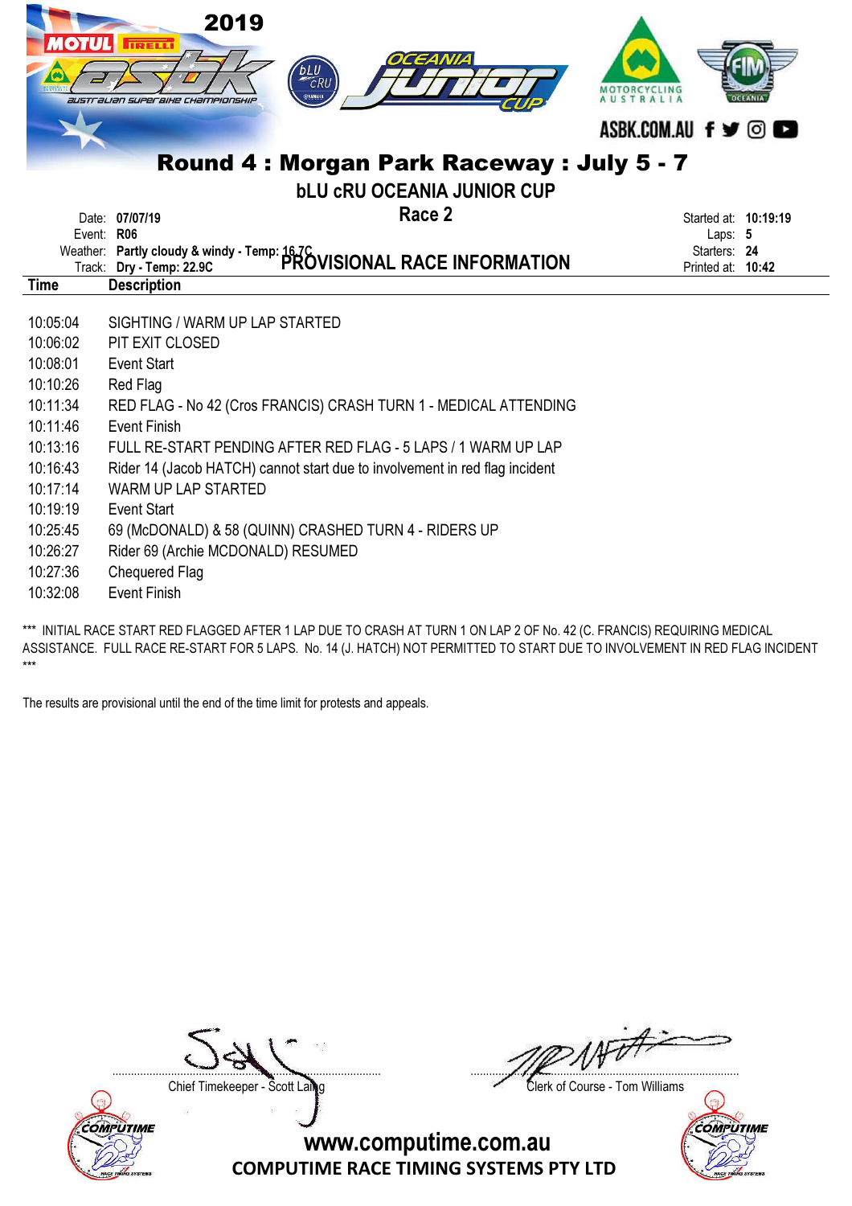2019

# Round 4 : Morgan Park Raceway : July 5 - 7

## bLU cRU OCEANIA JUNIOR CUP

### Race 2

Date: **07/07/19**
Event: **R06**
Weather: **Partly cloudy & windy - Temp: 16.7C**
Track: **Dry - Temp: 22.9C**

**PROVISIONAL RACE INFORMATION**

Started at: **10:19:19**
Laps: **5**
Starters: **24**
Printed at: **10:42**

| Time | Description |
|---|---|
| 10:05:04 | SIGHTING / WARM UP LAP STARTED |
| 10:06:02 | PIT EXIT CLOSED |
| 10:08:01 | Event Start |
| 10:10:26 | Red Flag |
| 10:11:34 | RED FLAG - No 42 (Cros FRANCIS) CRASH TURN 1 - MEDICAL ATTENDING |
| 10:11:46 | Event Finish |
| 10:13:16 | FULL RE-START PENDING AFTER RED FLAG - 5 LAPS / 1 WARM UP LAP |
| 10:16:43 | Rider 14 (Jacob HATCH) cannot start due to involvement in red flag incident |
| 10:17:14 | WARM UP LAP STARTED |
| 10:19:19 | Event Start |
| 10:25:45 | 69 (McDONALD) & 58 (QUINN) CRASHED TURN 4 - RIDERS UP |
| 10:26:27 | Rider 69 (Archie MCDONALD) RESUMED |
| 10:27:36 | Chequered Flag |
| 10:32:08 | Event Finish |

*** INITIAL RACE START RED FLAGGED AFTER 1 LAP DUE TO CRASH AT TURN 1 ON LAP 2 OF No. 42 (C. FRANCIS) REQUIRING MEDICAL ASSISTANCE. FULL RACE RE-START FOR 5 LAPS. No. 14 (J. HATCH) NOT PERMITTED TO START DUE TO INVOLVEMENT IN RED FLAG INCIDENT ***

The results are provisional until the end of the time limit for protests and appeals.

Chief Timekeeper - Scott Laing

Clerk of Course - Tom Williams

www.computime.com.au
COMPUTIME RACE TIMING SYSTEMS PTY LTD